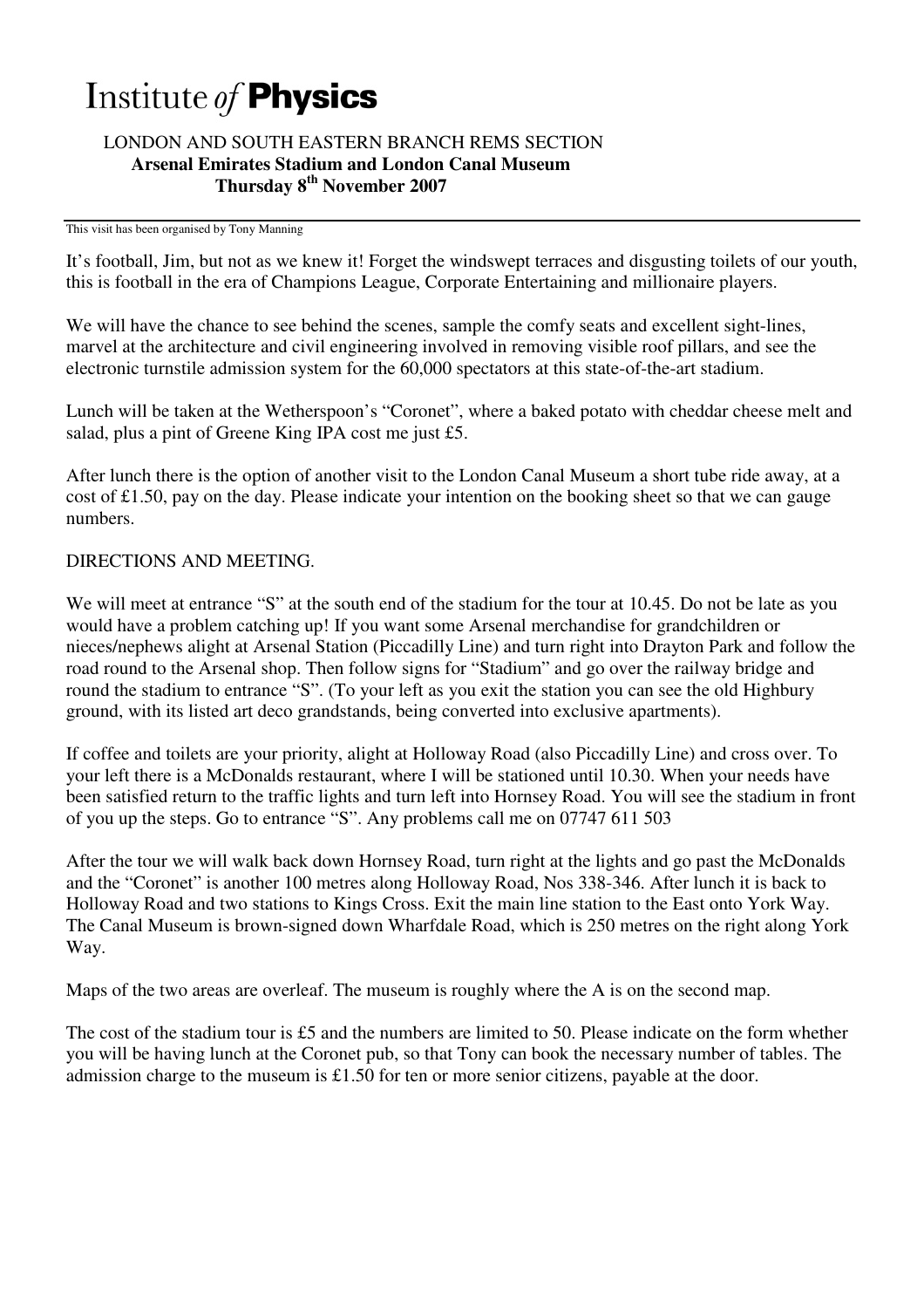# Institute *of* **Physics**

LONDON AND SOUTH EASTERN BRANCH REMS SECTION
**Arsenal Emirates Stadium and London Canal Museum**
**Thursday 8th November 2007**

This visit has been organised by Tony Manning

It's football, Jim, but not as we knew it! Forget the windswept terraces and disgusting toilets of our youth, this is football in the era of Champions League, Corporate Entertaining and millionaire players.

We will have the chance to see behind the scenes, sample the comfy seats and excellent sight-lines, marvel at the architecture and civil engineering involved in removing visible roof pillars, and see the electronic turnstile admission system for the 60,000 spectators at this state-of-the-art stadium.

Lunch will be taken at the Wetherspoon's "Coronet", where a baked potato with cheddar cheese melt and salad, plus a pint of Greene King IPA cost me just £5.

After lunch there is the option of another visit to the London Canal Museum a short tube ride away, at a cost of £1.50, pay on the day. Please indicate your intention on the booking sheet so that we can gauge numbers.

DIRECTIONS AND MEETING.

We will meet at entrance "S" at the south end of the stadium for the tour at 10.45. Do not be late as you would have a problem catching up! If you want some Arsenal merchandise for grandchildren or nieces/nephews alight at Arsenal Station (Piccadilly Line) and turn right into Drayton Park and follow the road round to the Arsenal shop. Then follow signs for "Stadium" and go over the railway bridge and round the stadium to entrance "S". (To your left as you exit the station you can see the old Highbury ground, with its listed art deco grandstands, being converted into exclusive apartments).

If coffee and toilets are your priority, alight at Holloway Road (also Piccadilly Line) and cross over. To your left there is a McDonalds restaurant, where I will be stationed until 10.30. When your needs have been satisfied return to the traffic lights and turn left into Hornsey Road. You will see the stadium in front of you up the steps. Go to entrance "S". Any problems call me on 07747 611 503

After the tour we will walk back down Hornsey Road, turn right at the lights and go past the McDonalds and the "Coronet" is another 100 metres along Holloway Road, Nos 338-346. After lunch it is back to Holloway Road and two stations to Kings Cross. Exit the main line station to the East onto York Way. The Canal Museum is brown-signed down Wharfdale Road, which is 250 metres on the right along York Way.

Maps of the two areas are overleaf. The museum is roughly where the A is on the second map.

The cost of the stadium tour is £5 and the numbers are limited to 50. Please indicate on the form whether you will be having lunch at the Coronet pub, so that Tony can book the necessary number of tables. The admission charge to the museum is £1.50 for ten or more senior citizens, payable at the door.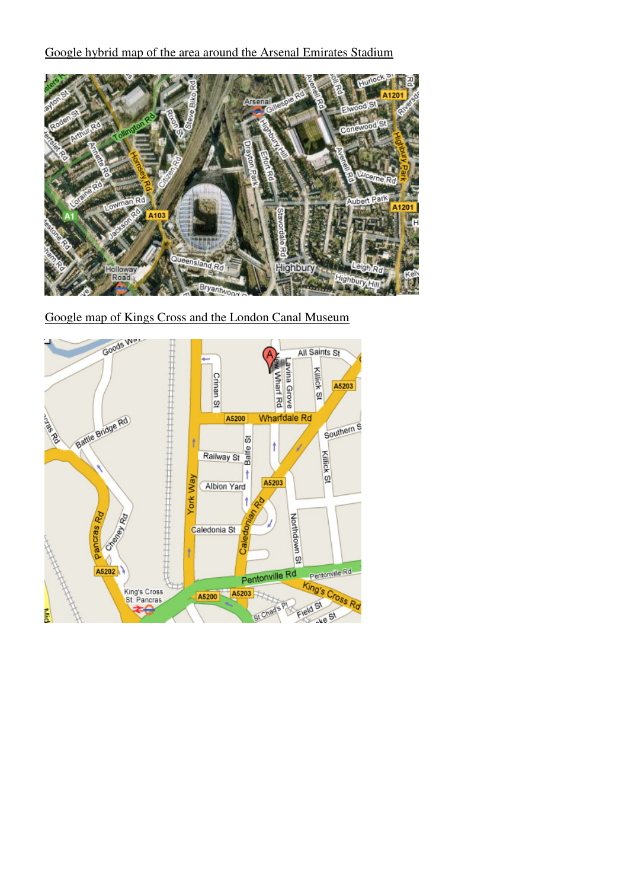Google hybrid map of the area around the Arsenal Emirates Stadium

Google map of Kings Cross and the London Canal Museum